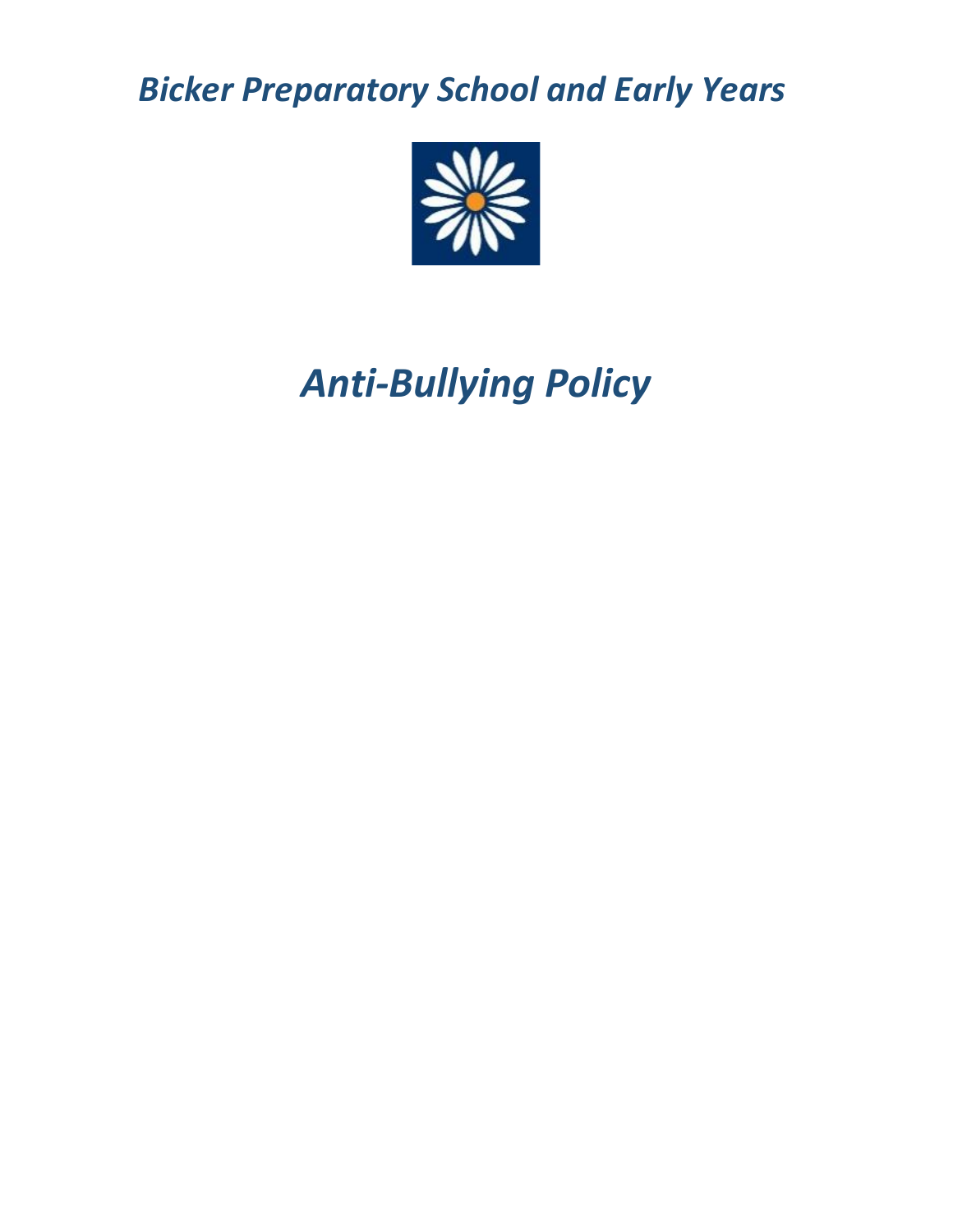# *Bicker Preparatory School and Early Years*

# *Anti-Bullying Policy*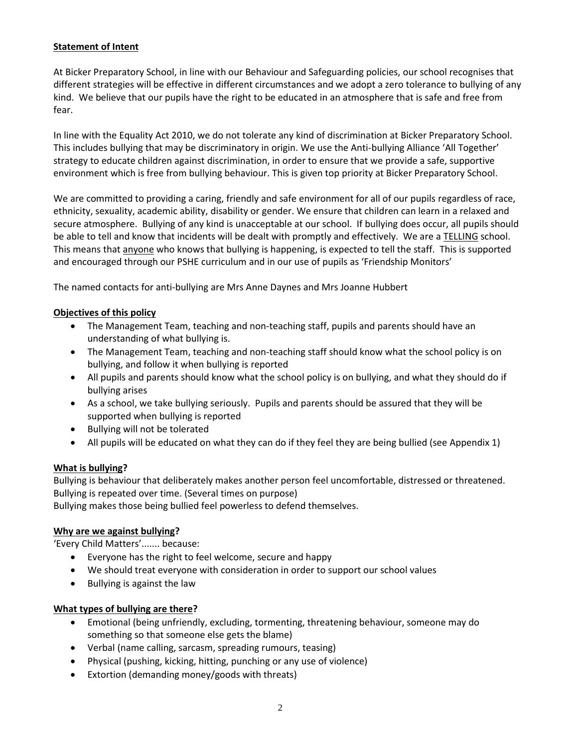## Statement of Intent

At Bicker Preparatory School, in line with our Behaviour and Safeguarding policies, our school recognises that different strategies will be effective in different circumstances and we adopt a zero tolerance to bullying of any kind. We believe that our pupils have the right to be educated in an atmosphere that is safe and free from fear.

In line with the Equality Act 2010, we do not tolerate any kind of discrimination at Bicker Preparatory School. This includes bullying that may be discriminatory in origin. We use the Anti-bullying Alliance 'All Together' strategy to educate children against discrimination, in order to ensure that we provide a safe, supportive environment which is free from bullying behaviour. This is given top priority at Bicker Preparatory School.

We are committed to providing a caring, friendly and safe environment for all of our pupils regardless of race, ethnicity, sexuality, academic ability, disability or gender. We ensure that children can learn in a relaxed and secure atmosphere. Bullying of any kind is unacceptable at our school. If bullying does occur, all pupils should be able to tell and know that incidents will be dealt with promptly and effectively. We are a TELLING school. This means that anyone who knows that bullying is happening, is expected to tell the staff. This is supported and encouraged through our PSHE curriculum and in our use of pupils as 'Friendship Monitors'

The named contacts for anti-bullying are Mrs Anne Daynes and Mrs Joanne Hubbert

## Objectives of this policy

- The Management Team, teaching and non-teaching staff, pupils and parents should have an understanding of what bullying is.
- The Management Team, teaching and non-teaching staff should know what the school policy is on bullying, and follow it when bullying is reported
- All pupils and parents should know what the school policy is on bullying, and what they should do if bullying arises
- As a school, we take bullying seriously. Pupils and parents should be assured that they will be supported when bullying is reported
- Bullying will not be tolerated
- All pupils will be educated on what they can do if they feel they are being bullied (see Appendix 1)

## What is bullying?

Bullying is behaviour that deliberately makes another person feel uncomfortable, distressed or threatened.
Bullying is repeated over time. (Several times on purpose)
Bullying makes those being bullied feel powerless to defend themselves.

## Why are we against bullying?

'Every Child Matters'....... because:

- Everyone has the right to feel welcome, secure and happy
- We should treat everyone with consideration in order to support our school values
- Bullying is against the law

## What types of bullying are there?

- Emotional (being unfriendly, excluding, tormenting, threatening behaviour, someone may do something so that someone else gets the blame)
- Verbal (name calling, sarcasm, spreading rumours, teasing)
- Physical (pushing, kicking, hitting, punching or any use of violence)
- Extortion (demanding money/goods with threats)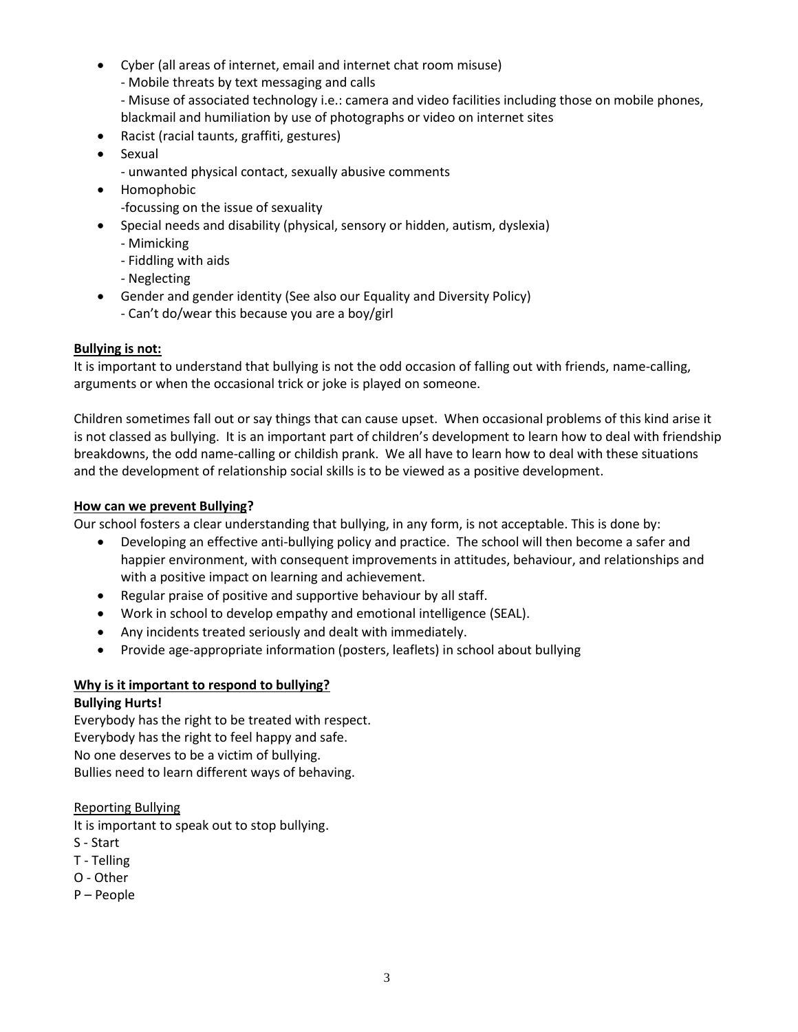- Cyber (all areas of internet, email and internet chat room misuse)
  - Mobile threats by text messaging and calls
  - Misuse of associated technology i.e.: camera and video facilities including those on mobile phones, blackmail and humiliation by use of photographs or video on internet sites
- Racist (racial taunts, graffiti, gestures)
- Sexual
  - unwanted physical contact, sexually abusive comments
- Homophobic
  - focussing on the issue of sexuality
- Special needs and disability (physical, sensory or hidden, autism, dyslexia)
  - Mimicking
  - Fiddling with aids
  - Neglecting
- Gender and gender identity (See also our Equality and Diversity Policy)
  - Can't do/wear this because you are a boy/girl

**Bullying is not:**

It is important to understand that bullying is not the odd occasion of falling out with friends, name-calling, arguments or when the occasional trick or joke is played on someone.

Children sometimes fall out or say things that can cause upset. When occasional problems of this kind arise it is not classed as bullying. It is an important part of children's development to learn how to deal with friendship breakdowns, the odd name-calling or childish prank. We all have to learn how to deal with these situations and the development of relationship social skills is to be viewed as a positive development.

**How can we prevent Bullying?**

Our school fosters a clear understanding that bullying, in any form, is not acceptable. This is done by:

- Developing an effective anti-bullying policy and practice. The school will then become a safer and happier environment, with consequent improvements in attitudes, behaviour, and relationships and with a positive impact on learning and achievement.
- Regular praise of positive and supportive behaviour by all staff.
- Work in school to develop empathy and emotional intelligence (SEAL).
- Any incidents treated seriously and dealt with immediately.
- Provide age-appropriate information (posters, leaflets) in school about bullying

**Why is it important to respond to bullying?**

**Bullying Hurts!**

Everybody has the right to be treated with respect.
Everybody has the right to feel happy and safe.
No one deserves to be a victim of bullying.
Bullies need to learn different ways of behaving.

Reporting Bullying

It is important to speak out to stop bullying.

S - Start
T - Telling
O - Other
P – People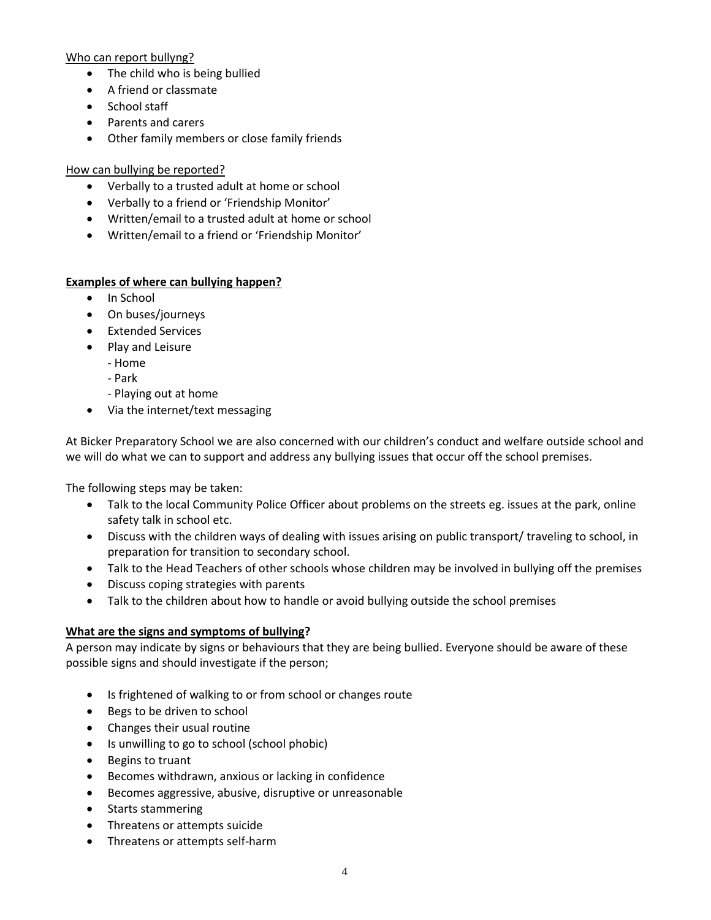Who can report bullyng?

- The child who is being bullied
- A friend or classmate
- School staff
- Parents and carers
- Other family members or close family friends

How can bullying be reported?

- Verbally to a trusted adult at home or school
- Verbally to a friend or 'Friendship Monitor'
- Written/email to a trusted adult at home or school
- Written/email to a friend or 'Friendship Monitor'

**Examples of where can bullying happen?**

- In School
- On buses/journeys
- Extended Services
- Play and Leisure
  - Home
  - Park
  - Playing out at home
- Via the internet/text messaging

At Bicker Preparatory School we are also concerned with our children's conduct and welfare outside school and we will do what we can to support and address any bullying issues that occur off the school premises.

The following steps may be taken:

- Talk to the local Community Police Officer about problems on the streets eg. issues at the park, online safety talk in school etc.
- Discuss with the children ways of dealing with issues arising on public transport/ traveling to school, in preparation for transition to secondary school.
- Talk to the Head Teachers of other schools whose children may be involved in bullying off the premises
- Discuss coping strategies with parents
- Talk to the children about how to handle or avoid bullying outside the school premises

**What are the signs and symptoms of bullying?**

A person may indicate by signs or behaviours that they are being bullied. Everyone should be aware of these possible signs and should investigate if the person;

- Is frightened of walking to or from school or changes route
- Begs to be driven to school
- Changes their usual routine
- Is unwilling to go to school (school phobic)
- Begins to truant
- Becomes withdrawn, anxious or lacking in confidence
- Becomes aggressive, abusive, disruptive or unreasonable
- Starts stammering
- Threatens or attempts suicide
- Threatens or attempts self-harm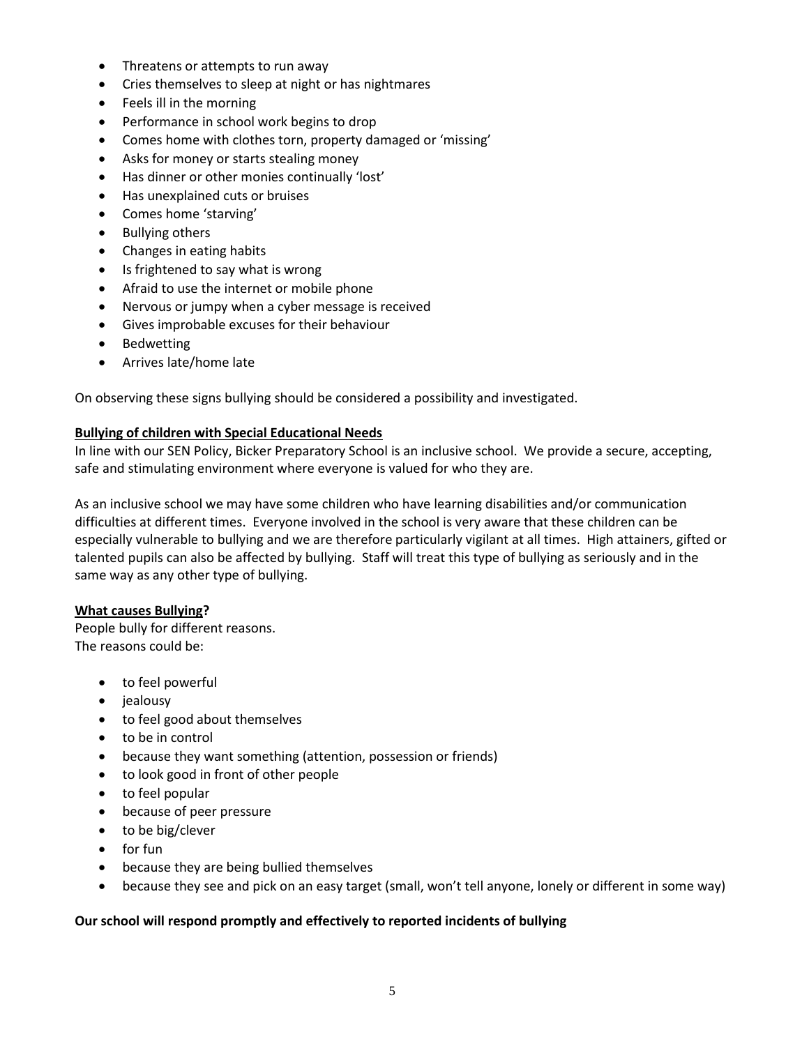- Threatens or attempts to run away
- Cries themselves to sleep at night or has nightmares
- Feels ill in the morning
- Performance in school work begins to drop
- Comes home with clothes torn, property damaged or 'missing'
- Asks for money or starts stealing money
- Has dinner or other monies continually 'lost'
- Has unexplained cuts or bruises
- Comes home 'starving'
- Bullying others
- Changes in eating habits
- Is frightened to say what is wrong
- Afraid to use the internet or mobile phone
- Nervous or jumpy when a cyber message is received
- Gives improbable excuses for their behaviour
- Bedwetting
- Arrives late/home late

On observing these signs bullying should be considered a possibility and investigated.

**Bullying of children with Special Educational Needs**

In line with our SEN Policy, Bicker Preparatory School is an inclusive school. We provide a secure, accepting, safe and stimulating environment where everyone is valued for who they are.

As an inclusive school we may have some children who have learning disabilities and/or communication difficulties at different times. Everyone involved in the school is very aware that these children can be especially vulnerable to bullying and we are therefore particularly vigilant at all times. High attainers, gifted or talented pupils can also be affected by bullying. Staff will treat this type of bullying as seriously and in the same way as any other type of bullying.

**What causes Bullying?**

People bully for different reasons.
The reasons could be:

- to feel powerful
- jealousy
- to feel good about themselves
- to be in control
- because they want something (attention, possession or friends)
- to look good in front of other people
- to feel popular
- because of peer pressure
- to be big/clever
- for fun
- because they are being bullied themselves
- because they see and pick on an easy target (small, won't tell anyone, lonely or different in some way)

**Our school will respond promptly and effectively to reported incidents of bullying**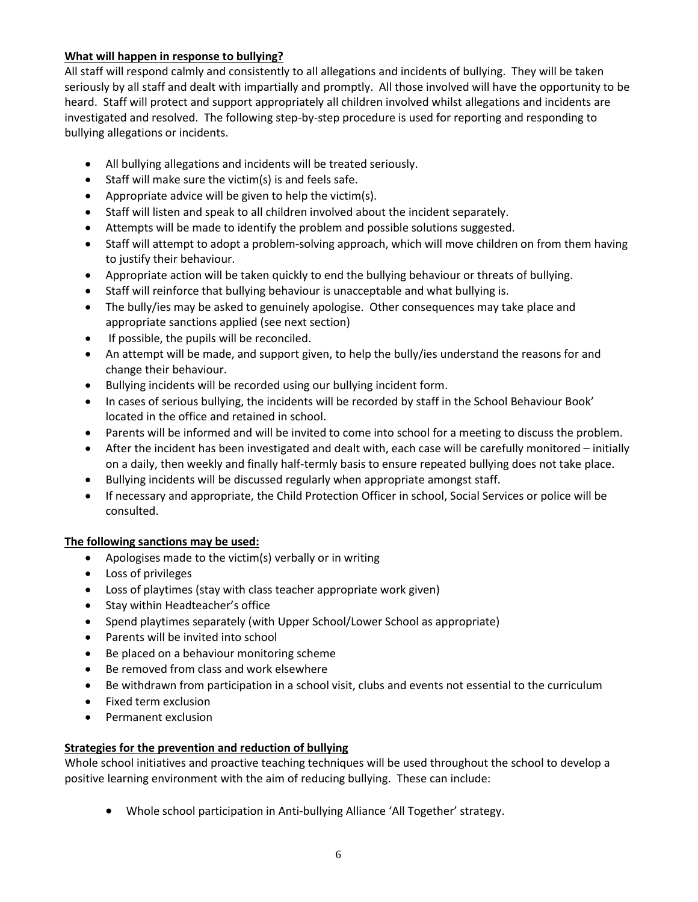**What will happen in response to bullying?**

All staff will respond calmly and consistently to all allegations and incidents of bullying. They will be taken seriously by all staff and dealt with impartially and promptly. All those involved will have the opportunity to be heard. Staff will protect and support appropriately all children involved whilst allegations and incidents are investigated and resolved. The following step-by-step procedure is used for reporting and responding to bullying allegations or incidents.

- All bullying allegations and incidents will be treated seriously.
- Staff will make sure the victim(s) is and feels safe.
- Appropriate advice will be given to help the victim(s).
- Staff will listen and speak to all children involved about the incident separately.
- Attempts will be made to identify the problem and possible solutions suggested.
- Staff will attempt to adopt a problem-solving approach, which will move children on from them having to justify their behaviour.
- Appropriate action will be taken quickly to end the bullying behaviour or threats of bullying.
- Staff will reinforce that bullying behaviour is unacceptable and what bullying is.
- The bully/ies may be asked to genuinely apologise. Other consequences may take place and appropriate sanctions applied (see next section)
- If possible, the pupils will be reconciled.
- An attempt will be made, and support given, to help the bully/ies understand the reasons for and change their behaviour.
- Bullying incidents will be recorded using our bullying incident form.
- In cases of serious bullying, the incidents will be recorded by staff in the School Behaviour Book' located in the office and retained in school.
- Parents will be informed and will be invited to come into school for a meeting to discuss the problem.
- After the incident has been investigated and dealt with, each case will be carefully monitored – initially on a daily, then weekly and finally half-termly basis to ensure repeated bullying does not take place.
- Bullying incidents will be discussed regularly when appropriate amongst staff.
- If necessary and appropriate, the Child Protection Officer in school, Social Services or police will be consulted.

**The following sanctions may be used:**

- Apologises made to the victim(s) verbally or in writing
- Loss of privileges
- Loss of playtimes (stay with class teacher appropriate work given)
- Stay within Headteacher's office
- Spend playtimes separately (with Upper School/Lower School as appropriate)
- Parents will be invited into school
- Be placed on a behaviour monitoring scheme
- Be removed from class and work elsewhere
- Be withdrawn from participation in a school visit, clubs and events not essential to the curriculum
- Fixed term exclusion
- Permanent exclusion

**Strategies for the prevention and reduction of bullying**

Whole school initiatives and proactive teaching techniques will be used throughout the school to develop a positive learning environment with the aim of reducing bullying. These can include:

- Whole school participation in Anti-bullying Alliance 'All Together' strategy.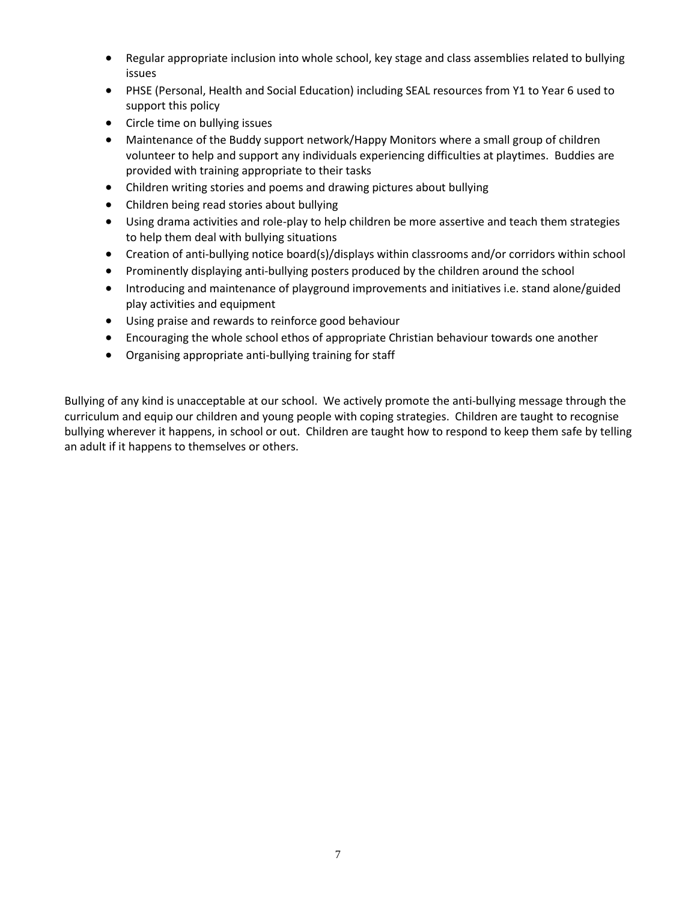- Regular appropriate inclusion into whole school, key stage and class assemblies related to bullying issues
- PHSE (Personal, Health and Social Education) including SEAL resources from Y1 to Year 6 used to support this policy
- Circle time on bullying issues
- Maintenance of the Buddy support network/Happy Monitors where a small group of children volunteer to help and support any individuals experiencing difficulties at playtimes. Buddies are provided with training appropriate to their tasks
- Children writing stories and poems and drawing pictures about bullying
- Children being read stories about bullying
- Using drama activities and role-play to help children be more assertive and teach them strategies to help them deal with bullying situations
- Creation of anti-bullying notice board(s)/displays within classrooms and/or corridors within school
- Prominently displaying anti-bullying posters produced by the children around the school
- Introducing and maintenance of playground improvements and initiatives i.e. stand alone/guided play activities and equipment
- Using praise and rewards to reinforce good behaviour
- Encouraging the whole school ethos of appropriate Christian behaviour towards one another
- Organising appropriate anti-bullying training for staff

Bullying of any kind is unacceptable at our school. We actively promote the anti-bullying message through the curriculum and equip our children and young people with coping strategies. Children are taught to recognise bullying wherever it happens, in school or out. Children are taught how to respond to keep them safe by telling an adult if it happens to themselves or others.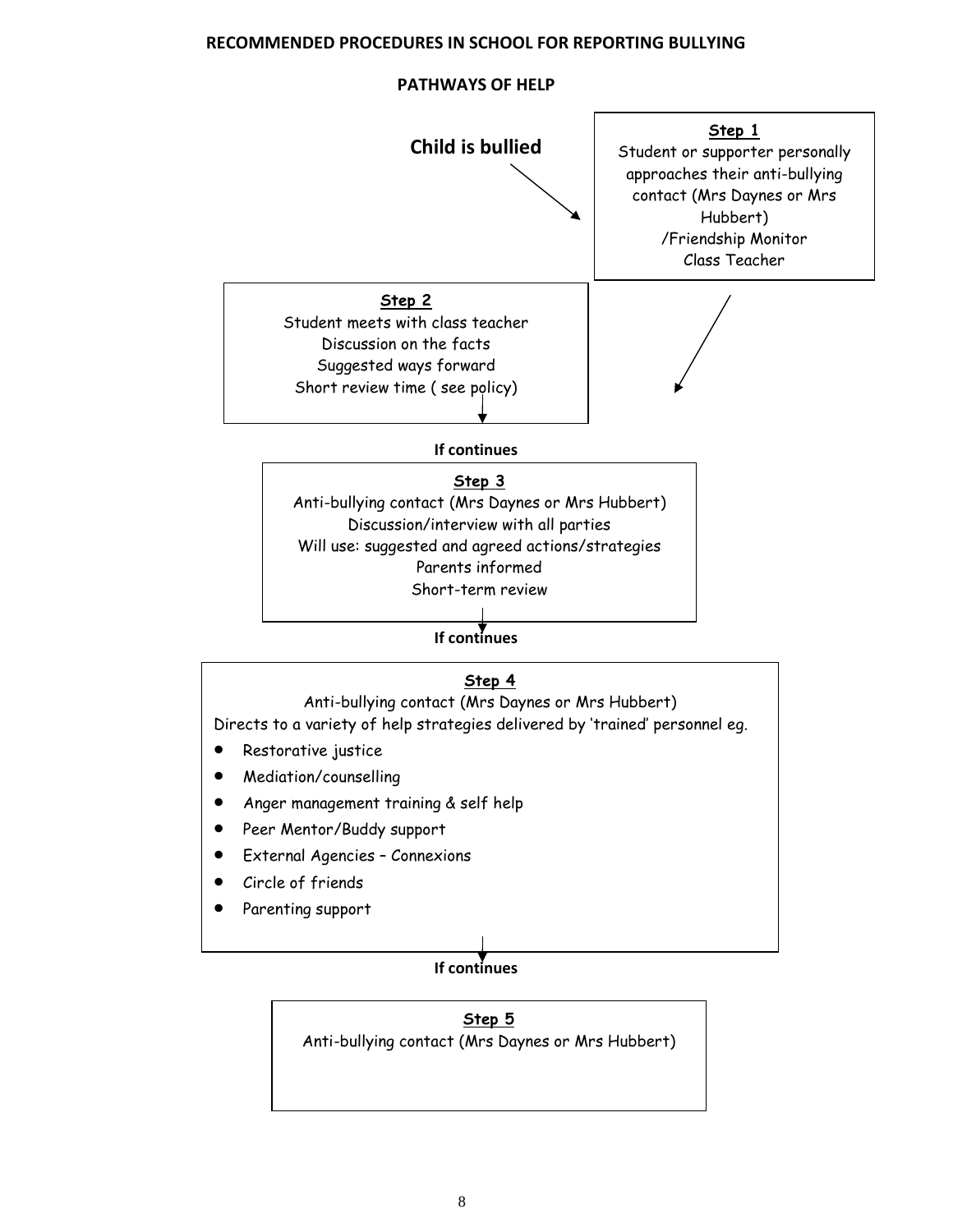# RECOMMENDED PROCEDURES IN SCHOOL FOR REPORTING BULLYING

## PATHWAYS OF HELP

**Child is bullied**

**Step 1**

Student or supporter personally approaches their anti-bullying contact (Mrs Daynes or Mrs Hubbert)
/Friendship Monitor
Class Teacher

**Step 2**

Student meets with class teacher
Discussion on the facts
Suggested ways forward
Short review time ( see policy)

**If continues**

**Step 3**

Anti-bullying contact (Mrs Daynes or Mrs Hubbert)
Discussion/interview with all parties
Will use: suggested and agreed actions/strategies
Parents informed
Short-term review

**If continues**

**Step 4**

Anti-bullying contact (Mrs Daynes or Mrs Hubbert)
Directs to a variety of help strategies delivered by 'trained' personnel eg.

- Restorative justice
- Mediation/counselling
- Anger management training & self help
- Peer Mentor/Buddy support
- External Agencies – Connexions
- Circle of friends
- Parenting support

**If continues**

**Step 5**

Anti-bullying contact (Mrs Daynes or Mrs Hubbert)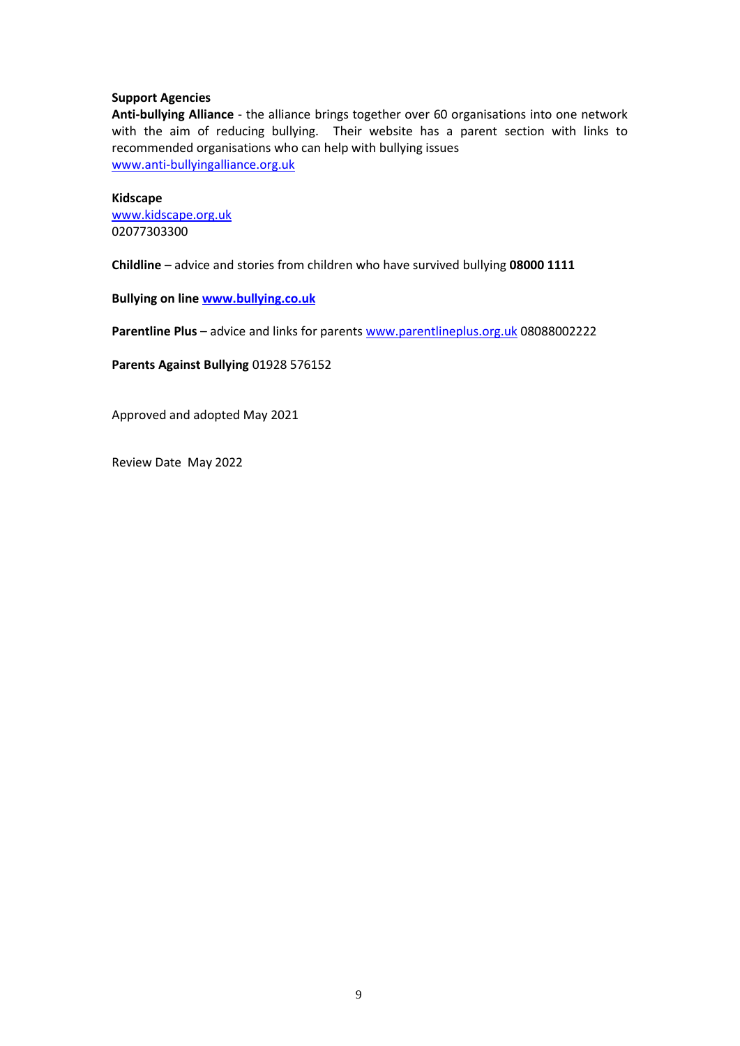**Support Agencies**

**Anti-bullying Alliance** - the alliance brings together over 60 organisations into one network with the aim of reducing bullying. Their website has a parent section with links to recommended organisations who can help with bullying issues
www.anti-bullyingalliance.org.uk

**Kidscape**
www.kidscape.org.uk
02077303300

**Childline** – advice and stories from children who have survived bullying **08000 1111**

**Bullying on line www.bullying.co.uk**

**Parentline Plus** – advice and links for parents www.parentlineplus.org.uk 08088002222

**Parents Against Bullying** 01928 576152

Approved and adopted May 2021

Review Date May 2022